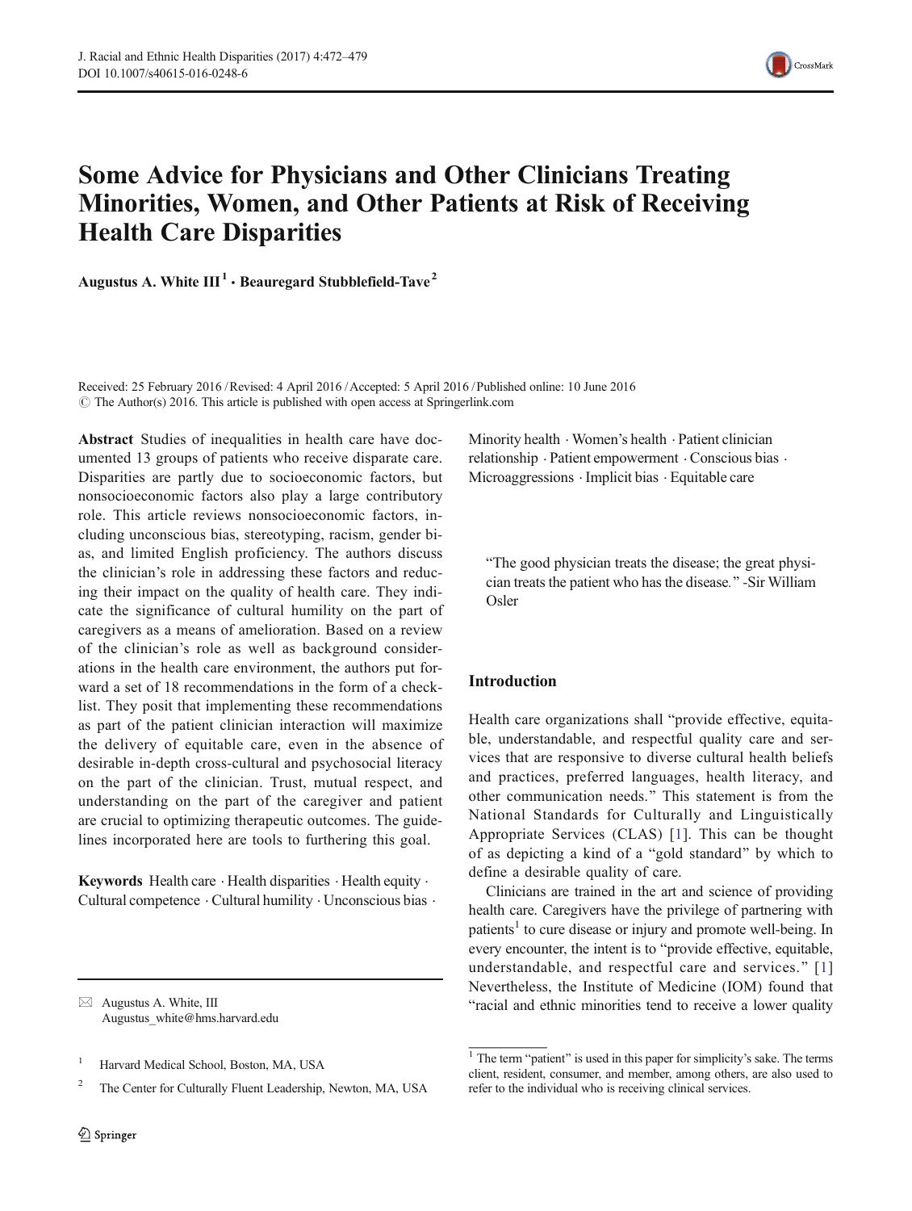# Some Advice for Physicians and Other Clinicians Treating Minorities, Women, and Other Patients at Risk of Receiving Health Care Disparities

**Augustus A. White III [1] · Beauregard Stubblefield-Tave [2]**

Received: 25 February 2016 / Revised: 4 April 2016 / Accepted: 5 April 2016 / Published online: 10 June 2016
© The Author(s) 2016. This article is published with open access at Springerlink.com

**Abstract** Studies of inequalities in health care have documented 13 groups of patients who receive disparate care. Disparities are partly due to socioeconomic factors, but nonsocioeconomic factors also play a large contributory role. This article reviews nonsocioeconomic factors, including unconscious bias, stereotyping, racism, gender bias, and limited English proficiency. The authors discuss the clinician's role in addressing these factors and reducing their impact on the quality of health care. They indicate the significance of cultural humility on the part of caregivers as a means of amelioration. Based on a review of the clinician's role as well as background considerations in the health care environment, the authors put forward a set of 18 recommendations in the form of a checklist. They posit that implementing these recommendations as part of the patient clinician interaction will maximize the delivery of equitable care, even in the absence of desirable in-depth cross-cultural and psychosocial literacy on the part of the clinician. Trust, mutual respect, and understanding on the part of the caregiver and patient are crucial to optimizing therapeutic outcomes. The guidelines incorporated here are tools to furthering this goal.

**Keywords** Health care · Health disparities · Health equity · Cultural competence · Cultural humility · Unconscious bias · Minority health · Women's health · Patient clinician relationship · Patient empowerment · Conscious bias · Microaggressions · Implicit bias · Equitable care

✉ Augustus A. White, III
Augustus_white@hms.harvard.edu

[1] Harvard Medical School, Boston, MA, USA

[2] The Center for Culturally Fluent Leadership, Newton, MA, USA

> "The good physician treats the disease; the great physician treats the patient who has the disease." -Sir William Osler

## Introduction

Health care organizations shall "provide effective, equitable, understandable, and respectful quality care and services that are responsive to diverse cultural health beliefs and practices, preferred languages, health literacy, and other communication needs." This statement is from the National Standards for Culturally and Linguistically Appropriate Services (CLAS) [1]. This can be thought of as depicting a kind of a "gold standard" by which to define a desirable quality of care.

Clinicians are trained in the art and science of providing health care. Caregivers have the privilege of partnering with patients[1] to cure disease or injury and promote well-being. In every encounter, the intent is to "provide effective, equitable, understandable, and respectful care and services." [1] Nevertheless, the Institute of Medicine (IOM) found that "racial and ethnic minorities tend to receive a lower quality

[1] The term "patient" is used in this paper for simplicity's sake. The terms client, resident, consumer, and member, among others, are also used to refer to the individual who is receiving clinical services.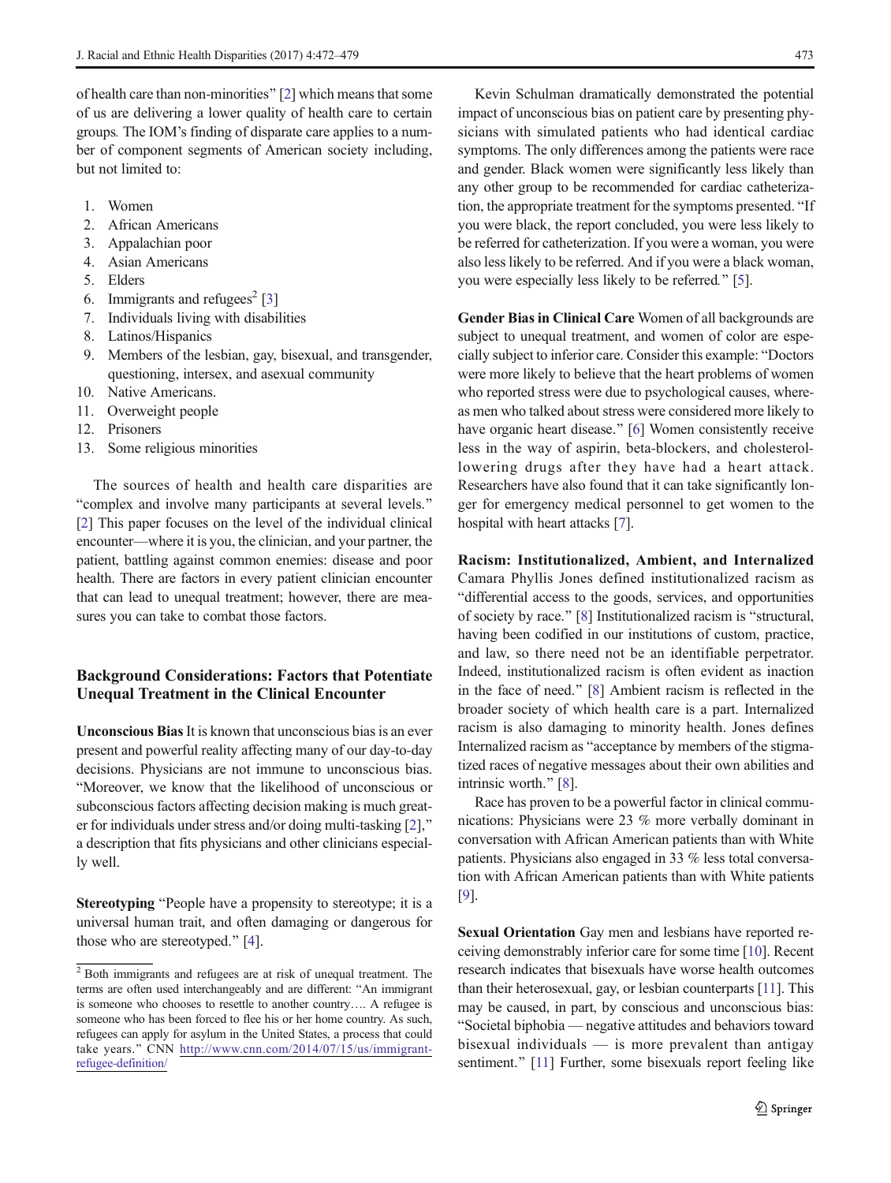of health care than non-minorities" [2] which means that some of us are delivering a lower quality of health care to certain groups. The IOM's finding of disparate care applies to a number of component segments of American society including, but not limited to:

1. Women
2. African Americans
3. Appalachian poor
4. Asian Americans
5. Elders
6. Immigrants and refugees[2] [3]
7. Individuals living with disabilities
8. Latinos/Hispanics
9. Members of the lesbian, gay, bisexual, and transgender, questioning, intersex, and asexual community
10. Native Americans.
11. Overweight people
12. Prisoners
13. Some religious minorities

The sources of health and health care disparities are "complex and involve many participants at several levels." [2] This paper focuses on the level of the individual clinical encounter—where it is you, the clinician, and your partner, the patient, battling against common enemies: disease and poor health. There are factors in every patient clinician encounter that can lead to unequal treatment; however, there are measures you can take to combat those factors.

## Background Considerations: Factors that Potentiate Unequal Treatment in the Clinical Encounter

**Unconscious Bias** It is known that unconscious bias is an ever present and powerful reality affecting many of our day-to-day decisions. Physicians are not immune to unconscious bias. "Moreover, we know that the likelihood of unconscious or subconscious factors affecting decision making is much greater for individuals under stress and/or doing multi-tasking [2]," a description that fits physicians and other clinicians especially well.

**Stereotyping** "People have a propensity to stereotype; it is a universal human trait, and often damaging or dangerous for those who are stereotyped." [4].

Kevin Schulman dramatically demonstrated the potential impact of unconscious bias on patient care by presenting physicians with simulated patients who had identical cardiac symptoms. The only differences among the patients were race and gender. Black women were significantly less likely than any other group to be recommended for cardiac catheterization, the appropriate treatment for the symptoms presented. "If you were black, the report concluded, you were less likely to be referred for catheterization. If you were a woman, you were also less likely to be referred. And if you were a black woman, you were especially less likely to be referred." [5].

**Gender Bias in Clinical Care** Women of all backgrounds are subject to unequal treatment, and women of color are especially subject to inferior care. Consider this example: "Doctors were more likely to believe that the heart problems of women who reported stress were due to psychological causes, whereas men who talked about stress were considered more likely to have organic heart disease." [6] Women consistently receive less in the way of aspirin, beta-blockers, and cholesterol-lowering drugs after they have had a heart attack. Researchers have also found that it can take significantly longer for emergency medical personnel to get women to the hospital with heart attacks [7].

**Racism: Institutionalized, Ambient, and Internalized** Camara Phyllis Jones defined institutionalized racism as "differential access to the goods, services, and opportunities of society by race." [8] Institutionalized racism is "structural, having been codified in our institutions of custom, practice, and law, so there need not be an identifiable perpetrator. Indeed, institutionalized racism is often evident as inaction in the face of need." [8] Ambient racism is reflected in the broader society of which health care is a part. Internalized racism is also damaging to minority health. Jones defines Internalized racism as "acceptance by members of the stigmatized races of negative messages about their own abilities and intrinsic worth." [8].

Race has proven to be a powerful factor in clinical communications: Physicians were 23 % more verbally dominant in conversation with African American patients than with White patients. Physicians also engaged in 33 % less total conversation with African American patients than with White patients [9].

**Sexual Orientation** Gay men and lesbians have reported receiving demonstrably inferior care for some time [10]. Recent research indicates that bisexuals have worse health outcomes than their heterosexual, gay, or lesbian counterparts [11]. This may be caused, in part, by conscious and unconscious bias: "Societal biphobia — negative attitudes and behaviors toward bisexual individuals — is more prevalent than antigay sentiment." [11] Further, some bisexuals report feeling like

[2] Both immigrants and refugees are at risk of unequal treatment. The terms are often used interchangeably and are different: "An immigrant is someone who chooses to resettle to another country…. A refugee is someone who has been forced to flee his or her home country. As such, refugees can apply for asylum in the United States, a process that could take years." CNN http://www.cnn.com/2014/07/15/us/immigrant-refugee-definition/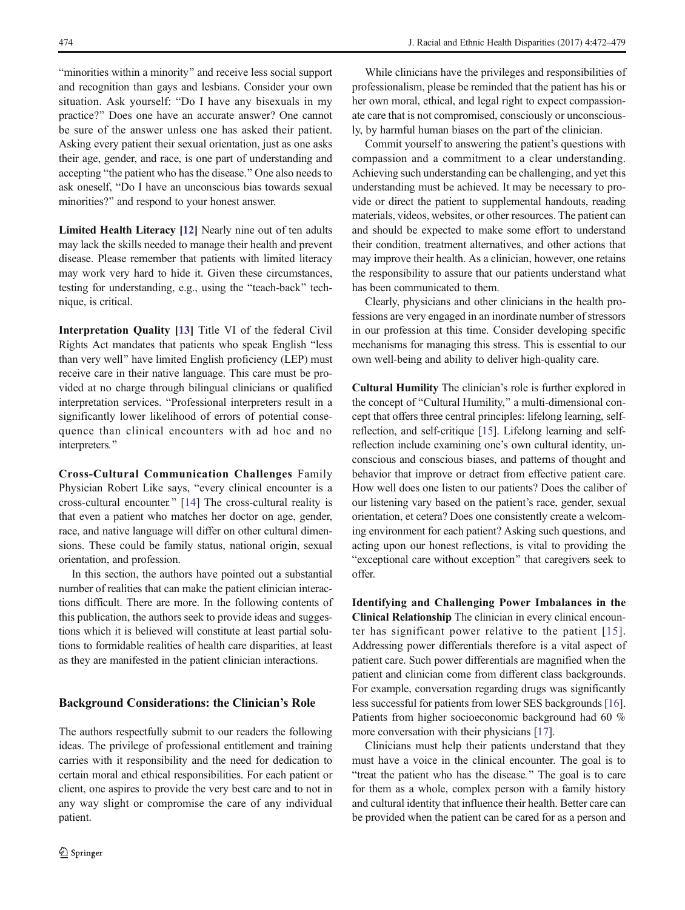"minorities within a minority" and receive less social support and recognition than gays and lesbians. Consider your own situation. Ask yourself: "Do I have any bisexuals in my practice?" Does one have an accurate answer? One cannot be sure of the answer unless one has asked their patient. Asking every patient their sexual orientation, just as one asks their age, gender, and race, is one part of understanding and accepting "the patient who has the disease." One also needs to ask oneself, "Do I have an unconscious bias towards sexual minorities?" and respond to your honest answer.

**Limited Health Literacy [12]** Nearly nine out of ten adults may lack the skills needed to manage their health and prevent disease. Please remember that patients with limited literacy may work very hard to hide it. Given these circumstances, testing for understanding, e.g., using the "teach-back" technique, is critical.

**Interpretation Quality [13]** Title VI of the federal Civil Rights Act mandates that patients who speak English "less than very well" have limited English proficiency (LEP) must receive care in their native language. This care must be provided at no charge through bilingual clinicians or qualified interpretation services. "Professional interpreters result in a significantly lower likelihood of errors of potential consequence than clinical encounters with ad hoc and no interpreters."

**Cross-Cultural Communication Challenges** Family Physician Robert Like says, "every clinical encounter is a cross-cultural encounter." [14] The cross-cultural reality is that even a patient who matches her doctor on age, gender, race, and native language will differ on other cultural dimensions. These could be family status, national origin, sexual orientation, and profession.

In this section, the authors have pointed out a substantial number of realities that can make the patient clinician interactions difficult. There are more. In the following contents of this publication, the authors seek to provide ideas and suggestions which it is believed will constitute at least partial solutions to formidable realities of health care disparities, at least as they are manifested in the patient clinician interactions.

## Background Considerations: the Clinician's Role

The authors respectfully submit to our readers the following ideas. The privilege of professional entitlement and training carries with it responsibility and the need for dedication to certain moral and ethical responsibilities. For each patient or client, one aspires to provide the very best care and to not in any way slight or compromise the care of any individual patient.

While clinicians have the privileges and responsibilities of professionalism, please be reminded that the patient has his or her own moral, ethical, and legal right to expect compassionate care that is not compromised, consciously or unconsciously, by harmful human biases on the part of the clinician.

Commit yourself to answering the patient's questions with compassion and a commitment to a clear understanding. Achieving such understanding can be challenging, and yet this understanding must be achieved. It may be necessary to provide or direct the patient to supplemental handouts, reading materials, videos, websites, or other resources. The patient can and should be expected to make some effort to understand their condition, treatment alternatives, and other actions that may improve their health. As a clinician, however, one retains the responsibility to assure that our patients understand what has been communicated to them.

Clearly, physicians and other clinicians in the health professions are very engaged in an inordinate number of stressors in our profession at this time. Consider developing specific mechanisms for managing this stress. This is essential to our own well-being and ability to deliver high-quality care.

**Cultural Humility** The clinician's role is further explored in the concept of "Cultural Humility," a multi-dimensional concept that offers three central principles: lifelong learning, self-reflection, and self-critique [15]. Lifelong learning and self-reflection include examining one's own cultural identity, unconscious and conscious biases, and patterns of thought and behavior that improve or detract from effective patient care. How well does one listen to our patients? Does the caliber of our listening vary based on the patient's race, gender, sexual orientation, et cetera? Does one consistently create a welcoming environment for each patient? Asking such questions, and acting upon our honest reflections, is vital to providing the "exceptional care without exception" that caregivers seek to offer.

**Identifying and Challenging Power Imbalances in the Clinical Relationship** The clinician in every clinical encounter has significant power relative to the patient [15]. Addressing power differentials therefore is a vital aspect of patient care. Such power differentials are magnified when the patient and clinician come from different class backgrounds. For example, conversation regarding drugs was significantly less successful for patients from lower SES backgrounds [16]. Patients from higher socioeconomic background had 60 % more conversation with their physicians [17].

Clinicians must help their patients understand that they must have a voice in the clinical encounter. The goal is to "treat the patient who has the disease." The goal is to care for them as a whole, complex person with a family history and cultural identity that influence their health. Better care can be provided when the patient can be cared for as a person and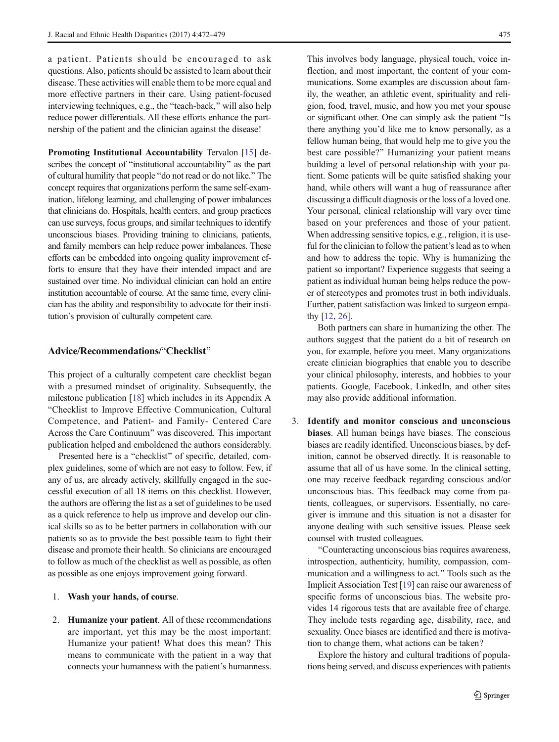a patient. Patients should be encouraged to ask questions. Also, patients should be assisted to learn about their disease. These activities will enable them to be more equal and more effective partners in their care. Using patient-focused interviewing techniques, e.g., the "teach-back," will also help reduce power differentials. All these efforts enhance the partnership of the patient and the clinician against the disease!

**Promoting Institutional Accountability** Tervalon [15] describes the concept of "institutional accountability" as the part of cultural humility that people "do not read or do not like." The concept requires that organizations perform the same self-examination, lifelong learning, and challenging of power imbalances that clinicians do. Hospitals, health centers, and group practices can use surveys, focus groups, and similar techniques to identify unconscious biases. Providing training to clinicians, patients, and family members can help reduce power imbalances. These efforts can be embedded into ongoing quality improvement efforts to ensure that they have their intended impact and are sustained over time. No individual clinician can hold an entire institution accountable of course. At the same time, every clinician has the ability and responsibility to advocate for their institution's provision of culturally competent care.

## Advice/Recommendations/"Checklist"

This project of a culturally competent care checklist began with a presumed mindset of originality. Subsequently, the milestone publication [18] which includes in its Appendix A "Checklist to Improve Effective Communication, Cultural Competence, and Patient- and Family- Centered Care Across the Care Continuum" was discovered. This important publication helped and emboldened the authors considerably.

Presented here is a "checklist" of specific, detailed, complex guidelines, some of which are not easy to follow. Few, if any of us, are already actively, skillfully engaged in the successful execution of all 18 items on this checklist. However, the authors are offering the list as a set of guidelines to be used as a quick reference to help us improve and develop our clinical skills so as to be better partners in collaboration with our patients so as to provide the best possible team to fight their disease and promote their health. So clinicians are encouraged to follow as much of the checklist as well as possible, as often as possible as one enjoys improvement going forward.

1. **Wash your hands, of course**.

2. **Humanize your patient**. All of these recommendations are important, yet this may be the most important: Humanize your patient! What does this mean? This means to communicate with the patient in a way that connects your humanness with the patient's humanness. This involves body language, physical touch, voice inflection, and most important, the content of your communications. Some examples are discussion about family, the weather, an athletic event, spirituality and religion, food, travel, music, and how you met your spouse or significant other. One can simply ask the patient "Is there anything you'd like me to know personally, as a fellow human being, that would help me to give you the best care possible?" Humanizing your patient means building a level of personal relationship with your patient. Some patients will be quite satisfied shaking your hand, while others will want a hug of reassurance after discussing a difficult diagnosis or the loss of a loved one. Your personal, clinical relationship will vary over time based on your preferences and those of your patient. When addressing sensitive topics, e.g., religion, it is useful for the clinician to follow the patient's lead as to when and how to address the topic. Why is humanizing the patient so important? Experience suggests that seeing a patient as individual human being helps reduce the power of stereotypes and promotes trust in both individuals. Further, patient satisfaction was linked to surgeon empathy [12, 26].

   Both partners can share in humanizing the other. The authors suggest that the patient do a bit of research on you, for example, before you meet. Many organizations create clinician biographies that enable you to describe your clinical philosophy, interests, and hobbies to your patients. Google, Facebook, LinkedIn, and other sites may also provide additional information.

3. **Identify and monitor conscious and unconscious biases**. All human beings have biases. The conscious biases are readily identified. Unconscious biases, by definition, cannot be observed directly. It is reasonable to assume that all of us have some. In the clinical setting, one may receive feedback regarding conscious and/or unconscious bias. This feedback may come from patients, colleagues, or supervisors. Essentially, no caregiver is immune and this situation is not a disaster for anyone dealing with such sensitive issues. Please seek counsel with trusted colleagues.

   "Counteracting unconscious bias requires awareness, introspection, authenticity, humility, compassion, communication and a willingness to act." Tools such as the Implicit Association Test [19] can raise our awareness of specific forms of unconscious bias. The website provides 14 rigorous tests that are available free of charge. They include tests regarding age, disability, race, and sexuality. Once biases are identified and there is motivation to change them, what actions can be taken?

   Explore the history and cultural traditions of populations being served, and discuss experiences with patients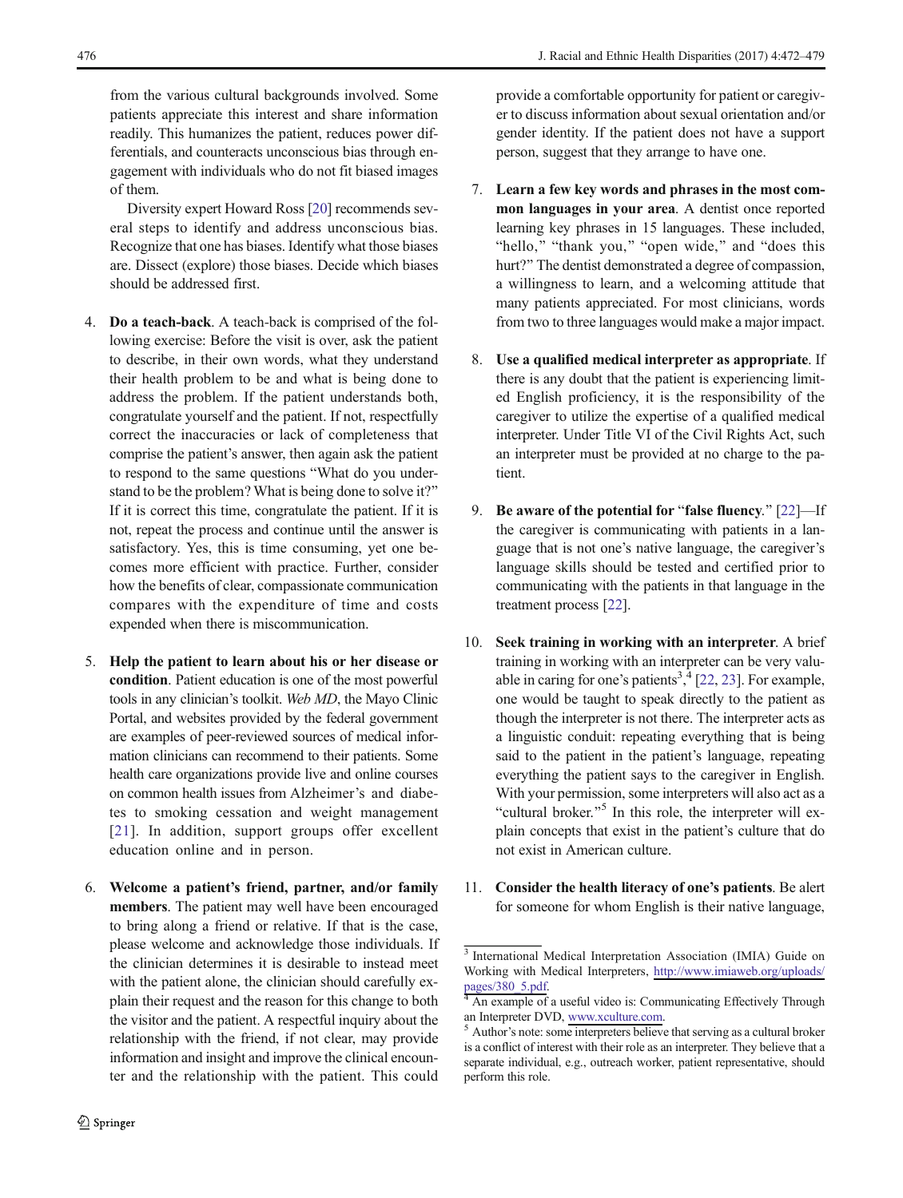from the various cultural backgrounds involved. Some patients appreciate this interest and share information readily. This humanizes the patient, reduces power differentials, and counteracts unconscious bias through engagement with individuals who do not fit biased images of them.

Diversity expert Howard Ross [20] recommends several steps to identify and address unconscious bias. Recognize that one has biases. Identify what those biases are. Dissect (explore) those biases. Decide which biases should be addressed first.

4. **Do a teach-back**. A teach-back is comprised of the following exercise: Before the visit is over, ask the patient to describe, in their own words, what they understand their health problem to be and what is being done to address the problem. If the patient understands both, congratulate yourself and the patient. If not, respectfully correct the inaccuracies or lack of completeness that comprise the patient's answer, then again ask the patient to respond to the same questions "What do you understand to be the problem? What is being done to solve it?" If it is correct this time, congratulate the patient. If it is not, repeat the process and continue until the answer is satisfactory. Yes, this is time consuming, yet one becomes more efficient with practice. Further, consider how the benefits of clear, compassionate communication compares with the expenditure of time and costs expended when there is miscommunication.

5. **Help the patient to learn about his or her disease or condition**. Patient education is one of the most powerful tools in any clinician's toolkit. *Web MD*, the Mayo Clinic Portal, and websites provided by the federal government are examples of peer-reviewed sources of medical information clinicians can recommend to their patients. Some health care organizations provide live and online courses on common health issues from Alzheimer's and diabetes to smoking cessation and weight management [21]. In addition, support groups offer excellent education online and in person.

6. **Welcome a patient's friend, partner, and/or family members**. The patient may well have been encouraged to bring along a friend or relative. If that is the case, please welcome and acknowledge those individuals. If the clinician determines it is desirable to instead meet with the patient alone, the clinician should carefully explain their request and the reason for this change to both the visitor and the patient. A respectful inquiry about the relationship with the friend, if not clear, may provide information and insight and improve the clinical encounter and the relationship with the patient. This could provide a comfortable opportunity for patient or caregiver to discuss information about sexual orientation and/or gender identity. If the patient does not have a support person, suggest that they arrange to have one.

7. **Learn a few key words and phrases in the most common languages in your area**. A dentist once reported learning key phrases in 15 languages. These included, "hello," "thank you," "open wide," and "does this hurt?" The dentist demonstrated a degree of compassion, a willingness to learn, and a welcoming attitude that many patients appreciated. For most clinicians, words from two to three languages would make a major impact.

8. **Use a qualified medical interpreter as appropriate**. If there is any doubt that the patient is experiencing limited English proficiency, it is the responsibility of the caregiver to utilize the expertise of a qualified medical interpreter. Under Title VI of the Civil Rights Act, such an interpreter must be provided at no charge to the patient.

9. **Be aware of the potential for "false fluency."** [22]—If the caregiver is communicating with patients in a language that is not one's native language, the caregiver's language skills should be tested and certified prior to communicating with the patients in that language in the treatment process [22].

10. **Seek training in working with an interpreter**. A brief training in working with an interpreter can be very valuable in caring for one's patients[3],[4] [22, 23]. For example, one would be taught to speak directly to the patient as though the interpreter is not there. The interpreter acts as a linguistic conduit: repeating everything that is being said to the patient in the patient's language, repeating everything the patient says to the caregiver in English. With your permission, some interpreters will also act as a "cultural broker."[5] In this role, the interpreter will explain concepts that exist in the patient's culture that do not exist in American culture.

11. **Consider the health literacy of one's patients**. Be alert for someone for whom English is their native language,

---

[3] International Medical Interpretation Association (IMIA) Guide on Working with Medical Interpreters, http://www.imiaweb.org/uploads/pages/380_5.pdf.

[4] An example of a useful video is: Communicating Effectively Through an Interpreter DVD, www.xculture.com.

[5] Author's note: some interpreters believe that serving as a cultural broker is a conflict of interest with their role as an interpreter. They believe that a separate individual, e.g., outreach worker, patient representative, should perform this role.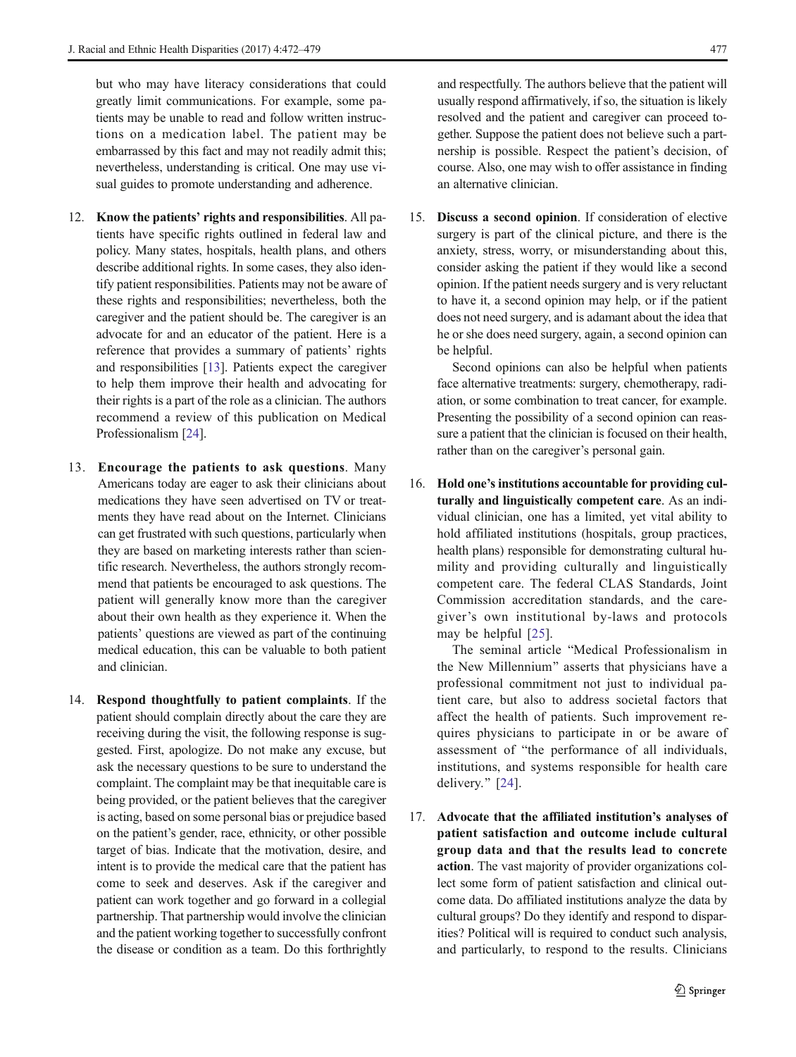but who may have literacy considerations that could greatly limit communications. For example, some patients may be unable to read and follow written instructions on a medication label. The patient may be embarrassed by this fact and may not readily admit this; nevertheless, understanding is critical. One may use visual guides to promote understanding and adherence.

12. **Know the patients' rights and responsibilities**. All patients have specific rights outlined in federal law and policy. Many states, hospitals, health plans, and others describe additional rights. In some cases, they also identify patient responsibilities. Patients may not be aware of these rights and responsibilities; nevertheless, both the caregiver and the patient should be. The caregiver is an advocate for and an educator of the patient. Here is a reference that provides a summary of patients' rights and responsibilities [13]. Patients expect the caregiver to help them improve their health and advocating for their rights is a part of the role as a clinician. The authors recommend a review of this publication on Medical Professionalism [24].

13. **Encourage the patients to ask questions**. Many Americans today are eager to ask their clinicians about medications they have seen advertised on TV or treatments they have read about on the Internet. Clinicians can get frustrated with such questions, particularly when they are based on marketing interests rather than scientific research. Nevertheless, the authors strongly recommend that patients be encouraged to ask questions. The patient will generally know more than the caregiver about their own health as they experience it. When the patients' questions are viewed as part of the continuing medical education, this can be valuable to both patient and clinician.

14. **Respond thoughtfully to patient complaints**. If the patient should complain directly about the care they are receiving during the visit, the following response is suggested. First, apologize. Do not make any excuse, but ask the necessary questions to be sure to understand the complaint. The complaint may be that inequitable care is being provided, or the patient believes that the caregiver is acting, based on some personal bias or prejudice based on the patient's gender, race, ethnicity, or other possible target of bias. Indicate that the motivation, desire, and intent is to provide the medical care that the patient has come to seek and deserves. Ask if the caregiver and patient can work together and go forward in a collegial partnership. That partnership would involve the clinician and the patient working together to successfully confront the disease or condition as a team. Do this forthrightly and respectfully. The authors believe that the patient will usually respond affirmatively, if so, the situation is likely resolved and the patient and caregiver can proceed together. Suppose the patient does not believe such a partnership is possible. Respect the patient's decision, of course. Also, one may wish to offer assistance in finding an alternative clinician.

15. **Discuss a second opinion**. If consideration of elective surgery is part of the clinical picture, and there is the anxiety, stress, worry, or misunderstanding about this, consider asking the patient if they would like a second opinion. If the patient needs surgery and is very reluctant to have it, a second opinion may help, or if the patient does not need surgery, and is adamant about the idea that he or she does need surgery, again, a second opinion can be helpful.

    Second opinions can also be helpful when patients face alternative treatments: surgery, chemotherapy, radiation, or some combination to treat cancer, for example. Presenting the possibility of a second opinion can reassure a patient that the clinician is focused on their health, rather than on the caregiver's personal gain.

16. **Hold one's institutions accountable for providing culturally and linguistically competent care**. As an individual clinician, one has a limited, yet vital ability to hold affiliated institutions (hospitals, group practices, health plans) responsible for demonstrating cultural humility and providing culturally and linguistically competent care. The federal CLAS Standards, Joint Commission accreditation standards, and the caregiver's own institutional by-laws and protocols may be helpful [25].

    The seminal article "Medical Professionalism in the New Millennium" asserts that physicians have a professional commitment not just to individual patient care, but also to address societal factors that affect the health of patients. Such improvement requires physicians to participate in or be aware of assessment of "the performance of all individuals, institutions, and systems responsible for health care delivery." [24].

17. **Advocate that the affiliated institution's analyses of patient satisfaction and outcome include cultural group data and that the results lead to concrete action**. The vast majority of provider organizations collect some form of patient satisfaction and clinical outcome data. Do affiliated institutions analyze the data by cultural groups? Do they identify and respond to disparities? Political will is required to conduct such analysis, and particularly, to respond to the results. Clinicians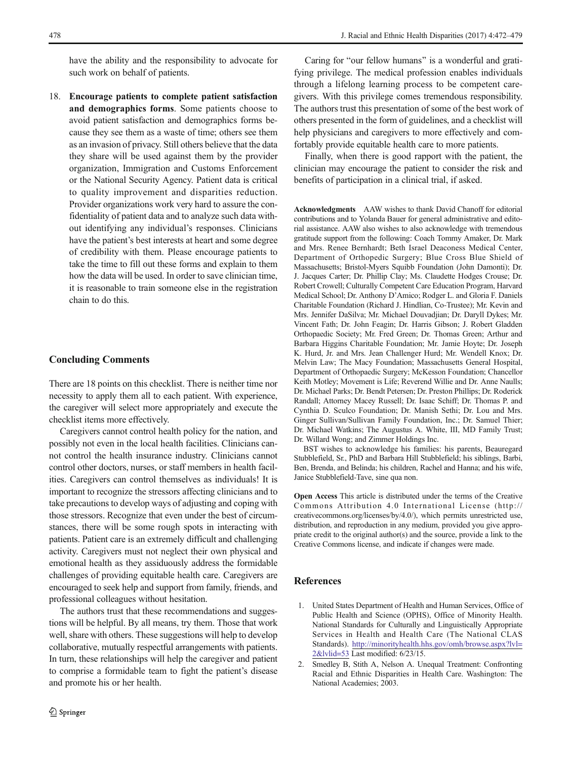have the ability and the responsibility to advocate for such work on behalf of patients.

18. **Encourage patients to complete patient satisfaction and demographics forms**. Some patients choose to avoid patient satisfaction and demographics forms because they see them as a waste of time; others see them as an invasion of privacy. Still others believe that the data they share will be used against them by the provider organization, Immigration and Customs Enforcement or the National Security Agency. Patient data is critical to quality improvement and disparities reduction. Provider organizations work very hard to assure the confidentiality of patient data and to analyze such data without identifying any individual's responses. Clinicians have the patient's best interests at heart and some degree of credibility with them. Please encourage patients to take the time to fill out these forms and explain to them how the data will be used. In order to save clinician time, it is reasonable to train someone else in the registration chain to do this.

## Concluding Comments

There are 18 points on this checklist. There is neither time nor necessity to apply them all to each patient. With experience, the caregiver will select more appropriately and execute the checklist items more effectively.

Caregivers cannot control health policy for the nation, and possibly not even in the local health facilities. Clinicians cannot control the health insurance industry. Clinicians cannot control other doctors, nurses, or staff members in health facilities. Caregivers can control themselves as individuals! It is important to recognize the stressors affecting clinicians and to take precautions to develop ways of adjusting and coping with those stressors. Recognize that even under the best of circumstances, there will be some rough spots in interacting with patients. Patient care is an extremely difficult and challenging activity. Caregivers must not neglect their own physical and emotional health as they assiduously address the formidable challenges of providing equitable health care. Caregivers are encouraged to seek help and support from family, friends, and professional colleagues without hesitation.

The authors trust that these recommendations and suggestions will be helpful. By all means, try them. Those that work well, share with others. These suggestions will help to develop collaborative, mutually respectful arrangements with patients. In turn, these relationships will help the caregiver and patient to comprise a formidable team to fight the patient's disease and promote his or her health.

Caring for "our fellow humans" is a wonderful and gratifying privilege. The medical profession enables individuals through a lifelong learning process to be competent caregivers. With this privilege comes tremendous responsibility. The authors trust this presentation of some of the best work of others presented in the form of guidelines, and a checklist will help physicians and caregivers to more effectively and comfortably provide equitable health care to more patients.

Finally, when there is good rapport with the patient, the clinician may encourage the patient to consider the risk and benefits of participation in a clinical trial, if asked.

**Acknowledgments** AAW wishes to thank David Chanoff for editorial contributions and to Yolanda Bauer for general administrative and editorial assistance. AAW also wishes to also acknowledge with tremendous gratitude support from the following: Coach Tommy Amaker, Dr. Mark and Mrs. Renee Bernhardt; Beth Israel Deaconess Medical Center, Department of Orthopedic Surgery; Blue Cross Blue Shield of Massachusetts; Bristol-Myers Squibb Foundation (John Damonti); Dr. J. Jacques Carter; Dr. Phillip Clay; Ms. Claudette Hodges Crouse; Dr. Robert Crowell; Culturally Competent Care Education Program, Harvard Medical School; Dr. Anthony D'Amico; Rodger L. and Gloria F. Daniels Charitable Foundation (Richard J. Hindlian, Co-Trustee); Mr. Kevin and Mrs. Jennifer DaSilva; Mr. Michael Douvadjian; Dr. Daryll Dykes; Mr. Vincent Fath; Dr. John Feagin; Dr. Harris Gibson; J. Robert Gladden Orthopaedic Society; Mr. Fred Green; Dr. Thomas Green; Arthur and Barbara Higgins Charitable Foundation; Mr. Jamie Hoyte; Dr. Joseph K. Hurd, Jr. and Mrs. Jean Challenger Hurd; Mr. Wendell Knox; Dr. Melvin Law; The Macy Foundation; Massachusetts General Hospital, Department of Orthopaedic Surgery; McKesson Foundation; Chancellor Keith Motley; Movement is Life; Reverend Willie and Dr. Anne Naulls; Dr. Michael Parks; Dr. Bendt Petersen; Dr. Preston Phillips; Dr. Roderick Randall; Attorney Macey Russell; Dr. Isaac Schiff; Dr. Thomas P. and Cynthia D. Sculco Foundation; Dr. Manish Sethi; Dr. Lou and Mrs. Ginger Sullivan/Sullivan Family Foundation, Inc.; Dr. Samuel Thier; Dr. Michael Watkins; The Augustus A. White, III, MD Family Trust; Dr. Willard Wong; and Zimmer Holdings Inc.

BST wishes to acknowledge his families: his parents, Beauregard Stubblefield, Sr., PhD and Barbara Hill Stubblefield; his siblings, Barbi, Ben, Brenda, and Belinda; his children, Rachel and Hanna; and his wife, Janice Stubblefield-Tave, sine qua non.

**Open Access** This article is distributed under the terms of the Creative Commons Attribution 4.0 International License (http://creativecommons.org/licenses/by/4.0/), which permits unrestricted use, distribution, and reproduction in any medium, provided you give appropriate credit to the original author(s) and the source, provide a link to the Creative Commons license, and indicate if changes were made.

## References

1. United States Department of Health and Human Services, Office of Public Health and Science (OPHS), Office of Minority Health. National Standards for Culturally and Linguistically Appropriate Services in Health and Health Care (The National CLAS Standards). http://minorityhealth.hhs.gov/omh/browse.aspx?lvl=2&lvlid=53 Last modified: 6/23/15.
2. Smedley B, Stith A, Nelson A. Unequal Treatment: Confronting Racial and Ethnic Disparities in Health Care. Washington: The National Academies; 2003.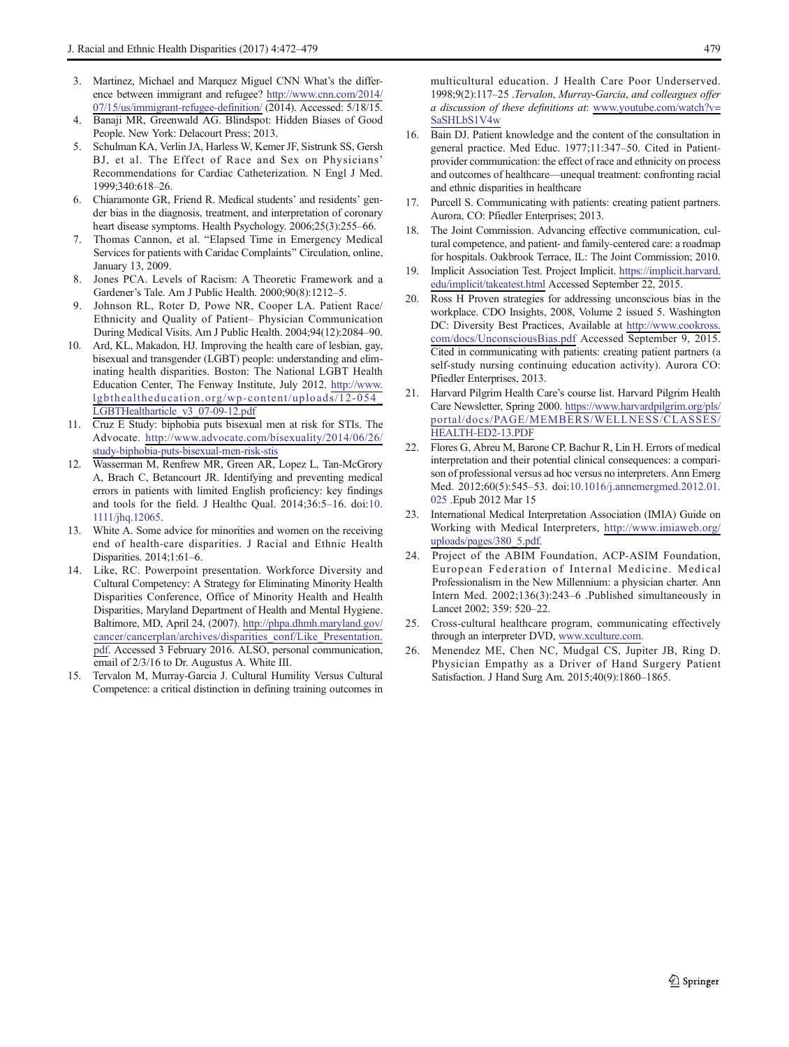3. Martinez, Michael and Marquez Miguel CNN What's the difference between immigrant and refugee? http://www.cnn.com/2014/07/15/us/immigrant-refugee-definition/ (2014). Accessed: 5/18/15.
4. Banaji MR, Greenwald AG. Blindspot: Hidden Biases of Good People. New York: Delacourt Press; 2013.
5. Schulman KA, Verlin JA, Harless W, Kemer JF, Sistrunk SS, Gersh BJ, et al. The Effect of Race and Sex on Physicians' Recommendations for Cardiac Catheterization. N Engl J Med. 1999;340:618–26.
6. Chiaramonte GR, Friend R. Medical students' and residents' gender bias in the diagnosis, treatment, and interpretation of coronary heart disease symptoms. Health Psychology. 2006;25(3):255–66.
7. Thomas Cannon, et al. "Elapsed Time in Emergency Medical Services for patients with Caridac Complaints" Circulation, online, January 13, 2009.
8. Jones PCA. Levels of Racism: A Theoretic Framework and a Gardener's Tale. Am J Public Health. 2000;90(8):1212–5.
9. Johnson RL, Roter D, Powe NR, Cooper LA. Patient Race/Ethnicity and Quality of Patient– Physician Communication During Medical Visits. Am J Public Health. 2004;94(12):2084–90.
10. Ard, KL, Makadon, HJ. Improving the health care of lesbian, gay, bisexual and transgender (LGBT) people: understanding and eliminating health disparities. Boston: The National LGBT Health Education Center, The Fenway Institute, July 2012. http://www.lgbthealtheducation.org/wp-content/uploads/12-054_LGBTHealtharticle_v3_07-09-12.pdf
11. Cruz E Study: biphobia puts bisexual men at risk for STIs. The Advocate. http://www.advocate.com/bisexuality/2014/06/26/study-biphobia-puts-bisexual-men-risk-stis
12. Wasserman M, Renfrew MR, Green AR, Lopez L, Tan-McGrory A, Brach C, Betancourt JR. Identifying and preventing medical errors in patients with limited English proficiency: key findings and tools for the field. J Healthc Qual. 2014;36:5–16. doi:10.1111/jhq.12065.
13. White A. Some advice for minorities and women on the receiving end of health-care disparities. J Racial and Ethnic Health Disparities. 2014;1:61–6.
14. Like, RC. Powerpoint presentation. Workforce Diversity and Cultural Competency: A Strategy for Eliminating Minority Health Disparities Conference, Office of Minority Health and Health Disparities, Maryland Department of Health and Mental Hygiene. Baltimore, MD, April 24, (2007). http://phpa.dhmh.maryland.gov/cancer/cancerplan/archives/disparities_conf/Like_Presentation.pdf. Accessed 3 February 2016. ALSO, personal communication, email of 2/3/16 to Dr. Augustus A. White III.
15. Tervalon M, Murray-Garcia J. Cultural Humility Versus Cultural Competence: a critical distinction in defining training outcomes in multicultural education. J Health Care Poor Underserved. 1998;9(2):117–25 .*Tervalon, Murray-Garcia, and colleagues offer a discussion of these definitions at*: www.youtube.com/watch?v=SaSHLbS1V4w
16. Bain DJ. Patient knowledge and the content of the consultation in general practice. Med Educ. 1977;11:347–50. Cited in Patient-provider communication: the effect of race and ethnicity on process and outcomes of healthcare—unequal treatment: confronting racial and ethnic disparities in healthcare
17. Purcell S. Communicating with patients: creating patient partners. Aurora, CO: Pfiedler Enterprises; 2013.
18. The Joint Commission. Advancing effective communication, cultural competence, and patient- and family-centered care: a roadmap for hospitals. Oakbrook Terrace, IL: The Joint Commission; 2010.
19. Implicit Association Test. Project Implicit. https://implicit.harvard.edu/implicit/takeatest.html Accessed September 22, 2015.
20. Ross H Proven strategies for addressing unconscious bias in the workplace. CDO Insights, 2008, Volume 2 issued 5. Washington DC: Diversity Best Practices, Available at http://www.cookross.com/docs/UnconsciousBias.pdf Accessed September 9, 2015. Cited in communicating with patients: creating patient partners (a self-study nursing continuing education activity). Aurora CO: Pfiedler Enterprises, 2013.
21. Harvard Pilgrim Health Care's course list. Harvard Pilgrim Health Care Newsletter, Spring 2000. https://www.harvardpilgrim.org/pls/portal/docs/PAGE/MEMBERS/WELLNESS/CLASSES/HEALTH-ED2-13.PDF
22. Flores G, Abreu M, Barone CP, Bachur R, Lin H. Errors of medical interpretation and their potential clinical consequences: a comparison of professional versus ad hoc versus no interpreters. Ann Emerg Med. 2012;60(5):545–53. doi:10.1016/j.annemergmed.2012.01.025 .Epub 2012 Mar 15
23. International Medical Interpretation Association (IMIA) Guide on Working with Medical Interpreters, http://www.imiaweb.org/uploads/pages/380_5.pdf.
24. Project of the ABIM Foundation, ACP-ASIM Foundation, European Federation of Internal Medicine. Medical Professionalism in the New Millennium: a physician charter. Ann Intern Med. 2002;136(3):243–6 .Published simultaneously in Lancet 2002; 359: 520–22.
25. Cross-cultural healthcare program, communicating effectively through an interpreter DVD, www.xculture.com.
26. Menendez ME, Chen NC, Mudgal CS, Jupiter JB, Ring D. Physician Empathy as a Driver of Hand Surgery Patient Satisfaction. J Hand Surg Am. 2015;40(9):1860–1865.